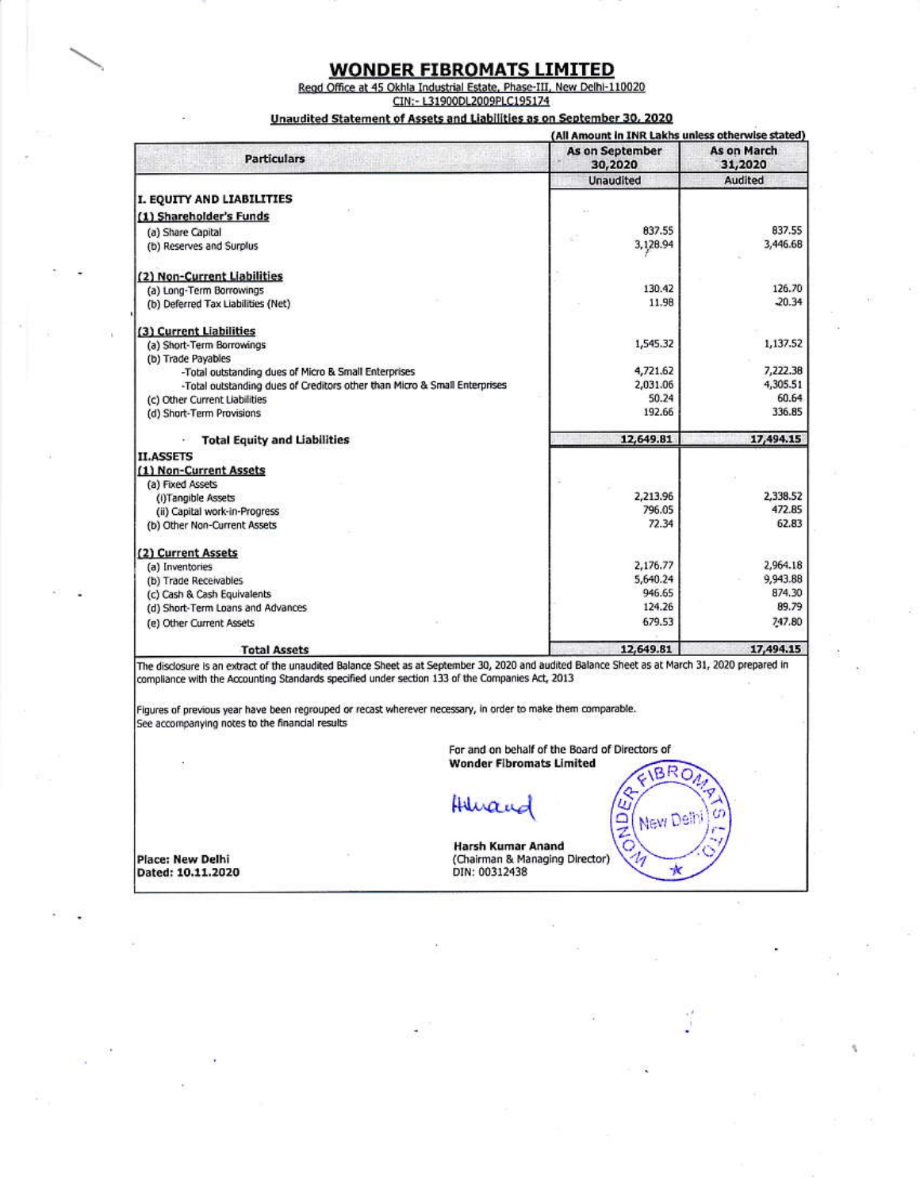# WONDER FIBROMATS LIMITED

Regd Office at 45 Okhla Industrial Estate, Phase-III, New Delhi-110020

CIN:- L31900DL2009PLC195174

## Unaudited Statement of Assets and Liabilities as on September 30, 2020

(All Amount in INR Lakhs unless otherwise stated)

| Particulars | As on September 30,2020 | As on March 31,2020 |
|---|---|---|
| | Unaudited | Audited |
| **I. EQUITY AND LIABILITIES** | | |
| **(1) Shareholder's Funds** | | |
| (a) Share Capital | 837.55 | 837.55 |
| (b) Reserves and Surplus | 3,128.94 | 3,446.68 |
| **(2) Non-Current Liabilities** | | |
| (a) Long-Term Borrowings | 130.42 | 126.70 |
| (b) Deferred Tax Liabilities (Net) | 11.98 | 20.34 |
| **(3) Current Liabilities** | | |
| (a) Short-Term Borrowings | 1,545.32 | 1,137.52 |
| (b) Trade Payables | | |
| -Total outstanding dues of Micro & Small Enterprises | 4,721.62 | 7,222.38 |
| -Total outstanding dues of Creditors other than Micro & Small Enterprises | 2,031.06 | 4,305.51 |
| (c) Other Current Liabilities | 50.24 | 60.64 |
| (d) Short-Term Provisions | 192.66 | 336.85 |
| **Total Equity and Liabilities** | **12,649.81** | **17,494.15** |
| **II. ASSETS** | | |
| **(1) Non-Current Assets** | | |
| (a) Fixed Assets | | |
| (i) Tangible Assets | 2,213.96 | 2,338.52 |
| (ii) Capital work-in-Progress | 796.05 | 472.85 |
| (b) Other Non-Current Assets | 72.34 | 62.83 |
| **(2) Current Assets** | | |
| (a) Inventories | 2,176.77 | 2,964.18 |
| (b) Trade Receivables | 5,640.24 | 9,943.88 |
| (c) Cash & Cash Equivalents | 946.65 | 874.30 |
| (d) Short-Term Loans and Advances | 124.26 | 89.79 |
| (e) Other Current Assets | 679.53 | 747.80 |
| **Total Assets** | **12,649.81** | **17,494.15** |

The disclosure is an extract of the unaudited Balance Sheet as at September 30, 2020 and audited Balance Sheet as at March 31, 2020 prepared in compliance with the Accounting Standards specified under section 133 of the Companies Act, 2013

Figures of previous year have been regrouped or recast wherever necessary, in order to make them comparable.
See accompanying notes to the financial results

For and on behalf of the Board of Directors of
**Wonder Fibromats Limited**

**Harsh Kumar Anand**
(Chairman & Managing Director)
DIN: 00312438

**Place: New Delhi**
**Dated: 10.11.2020**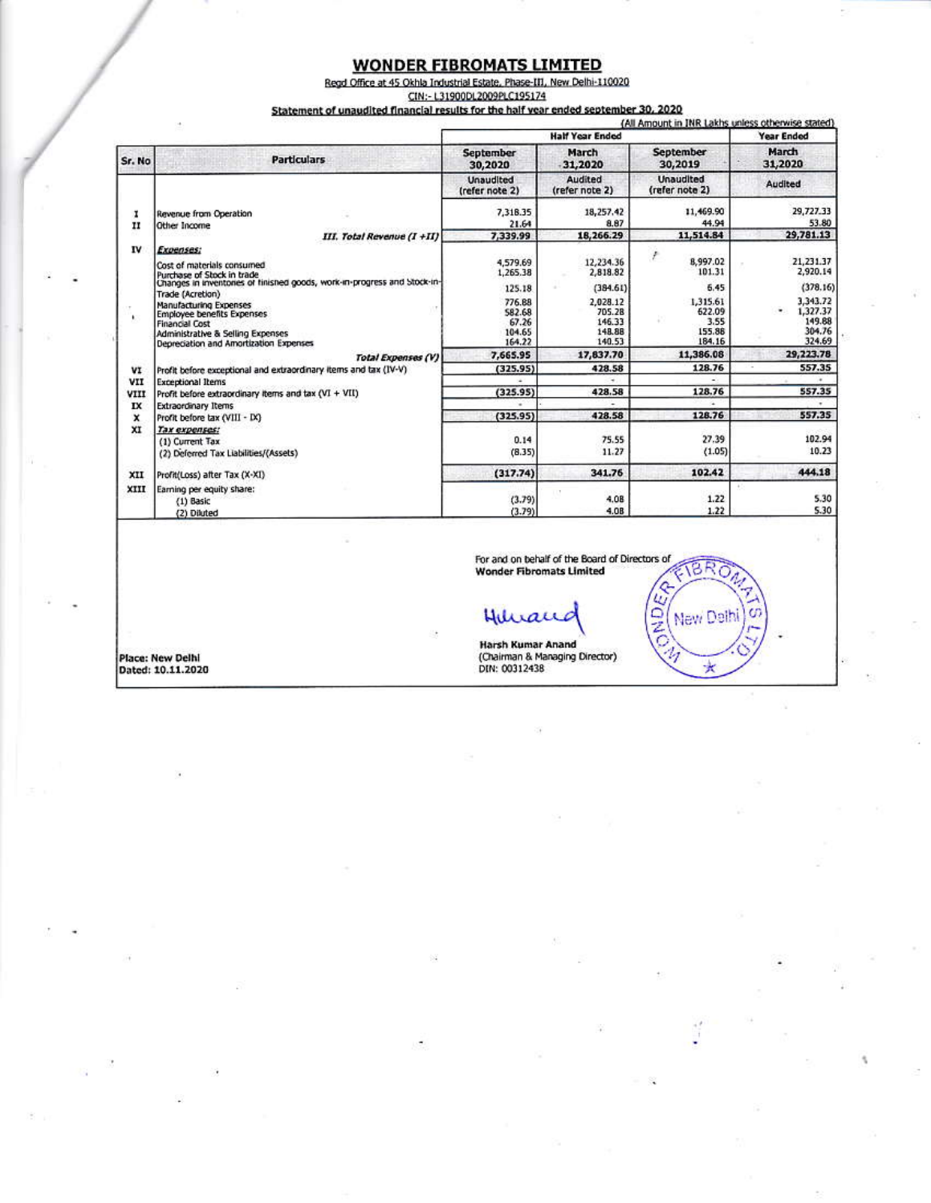# WONDER FIBROMATS LIMITED

Regd Office at 45 Okhla Industrial Estate, Phase-III, New Delhi-110020

CIN:- L31900DL2009PLC195174

**Statement of unaudited financial results for the half year ended september 30, 2020**

(All Amount in INR Lakhs unless otherwise stated)

| Sr. No | Particulars | Half Year Ended | | | Year Ended |
|---|---|---|---|---|---|
| | | September 30,2020 | March 31,2020 | September 30,2019 | March 31,2020 |
| | | Unaudited (refer note 2) | Audited (refer note 2) | Unaudited (refer note 2) | Audited |
| I | Revenue from Operation | 7,318.35 | 18,257.42 | 11,469.90 | 29,727.33 |
| II | Other Income | 21.64 | 8.87 | 44.94 | 53.80 |
| | *III. Total Revenue (I +II)* | 7,339.99 | 18,266.29 | 11,514.84 | 29,781.13 |
| IV | *Expenses:* | | | | |
| | Cost of materials consumed | 4,579.69 | 12,234.36 | 8,997.02 | 21,231.37 |
| | Purchase of Stock in trade | 1,265.38 | 2,818.82 | 101.31 | 2,920.14 |
| | Changes in inventories of finished goods, work-in-progress and Stock-in-Trade (Acretion) | 125.18 | (384.61) | 6.45 | (378.16) |
| | Manufacturing Expenses | 776.88 | 2,028.12 | 1,315.61 | 3,343.72 |
| | Employee benefits Expenses | 582.68 | 705.28 | 622.09 | 1,327.37 |
| | Financial Cost | 67.26 | 146.33 | 3.55 | 149.88 |
| | Administrative & Selling Expenses | 104.65 | 148.88 | 155.88 | 304.76 |
| | Depreciation and Amortization Expenses | 164.22 | 140.53 | 184.16 | 324.69 |
| | *Total Expenses (V)* | 7,665.95 | 17,837.70 | 11,386.08 | 29,223.78 |
| VI | Profit before exceptional and extraordinary items and tax (IV-V) | (325.95) | 428.58 | 128.76 | 557.35 |
| VII | Exceptional Items | - | - | - | - |
| VIII | Profit before extraordinary items and tax (VI + VII) | (325.95) | 428.58 | 128.76 | 557.35 |
| IX | Extraordinary Items | - | - | - | - |
| X | Profit before tax (VIII - IX) | (325.95) | 428.58 | 128.76 | 557.35 |
| XI | *Tax expenses:* | | | | |
| | (1) Current Tax | 0.14 | 75.55 | 27.39 | 102.94 |
| | (2) Deferred Tax Liabilities/(Assets) | (8.35) | 11.27 | (1.05) | 10.23 |
| XII | Profit(Loss) after Tax (X-XI) | (317.74) | 341.76 | 102.42 | 444.18 |
| XIII | Earning per equity share: | | | | |
| | (1) Basic | (3.79) | 4.08 | 1.22 | 5.30 |
| | (2) Diluted | (3.79) | 4.08 | 1.22 | 5.30 |

For and on behalf of the Board of Directors of
**Wonder Fibromats Limited**

**Harsh Kumar Anand**
(Chairman & Managing Director)
DIN: 00312438

**Place: New Delhi**
**Dated: 10.11.2020**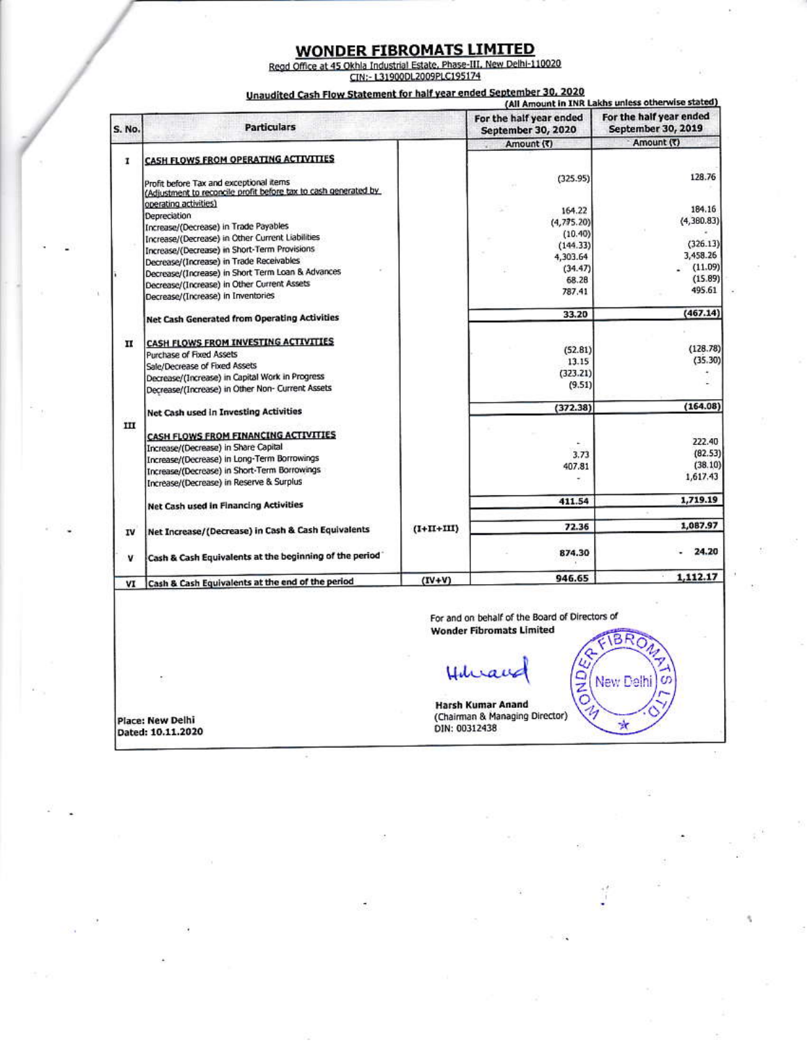# WONDER FIBROMATS LIMITED

Regd Office at 45 Okhla Industrial Estate, Phase-III, New Delhi-110020

CIN:- L31900DL2009PLC195174

## Unaudited Cash Flow Statement for half year ended September 30, 2020

(All Amount in INR Lakhs unless otherwise stated)

| S. No. | Particulars | | For the half year ended September 30, 2020 | For the half year ended September 30, 2019 |
|---|---|---|---|---|
| | | | Amount (₹) | Amount (₹) |
| I | CASH FLOWS FROM OPERATING ACTIVITIES | | | |
| | Profit before Tax and exceptional items | | (325.95) | 128.76 |
| | (Adjustment to reconcile profit before tax to cash generated by operating activities) | | | |
| | Depreciation | | 164.22 | 184.16 |
| | Increase/(Decrease) in Trade Payables | | (4,775.20) | (4,380.83) |
| | Increase/(Decrease) in Other Current Liabilities | | (10.40) | - |
| | Increase/(Decrease) in Short-Term Provisions | | (144.33) | (326.13) |
| | Decrease/(Increase) in Trade Receivables | | 4,303.64 | 3,458.26 |
| | Decrease/(Increase) in Short Term Loan & Advances | | (34.47) | (11.09) |
| | Decrease/(Increase) in Other Current Assets | | 68.28 | (15.89) |
| | Decrease/(Increase) in Inventories | | 787.41 | 495.61 |
| | Net Cash Generated from Operating Activities | | 33.20 | (467.14) |
| II | CASH FLOWS FROM INVESTING ACTIVITIES | | | |
| | Purchase of Fixed Assets | | (52.81) | (128.78) |
| | Sale/Decrease of Fixed Assets | | 13.15 | (35.30) |
| | Decrease/(Increase) in Capital Work in Progress | | (323.21) | - |
| | Decrease/(Increase) in Other Non- Current Assets | | (9.51) | - |
| | Net Cash used in Investing Activities | | (372.38) | (164.08) |
| III | CASH FLOWS FROM FINANCING ACTIVITIES | | | |
| | Increase/(Decrease) in Share Capital | | - | 222.40 |
| | Increase/(Decrease) in Long-Term Borrowings | | 3.73 | (82.53) |
| | Increase/(Decrease) in Short-Term Borrowings | | 407.81 | (38.10) |
| | Increase/(Decrease) in Reserve & Surplus | | - | 1,617.43 |
| | Net Cash used in Financing Activities | | 411.54 | 1,719.19 |
| IV | Net Increase/(Decrease) in Cash & Cash Equivalents | (I+II+III) | 72.36 | 1,087.97 |
| V | Cash & Cash Equivalents at the beginning of the period | | 874.30 | 24.20 |
| VI | Cash & Cash Equivalents at the end of the period | (IV+V) | 946.65 | 1,112.17 |

For and on behalf of the Board of Directors of
**Wonder Fibromats Limited**

**Harsh Kumar Anand**
(Chairman & Managing Director)
DIN: 00312438

Place: New Delhi
Dated: 10.11.2020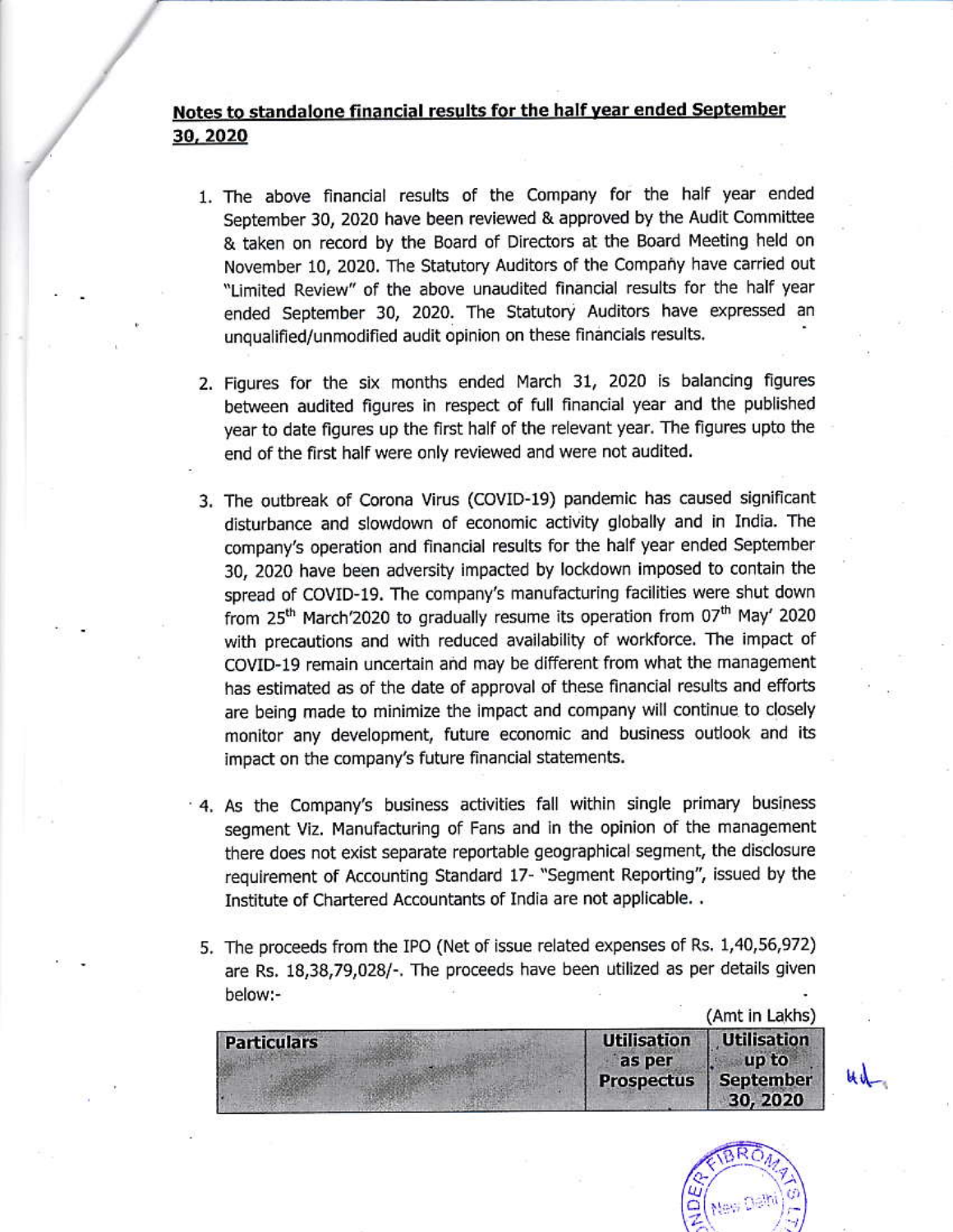## Notes to standalone financial results for the half year ended September 30, 2020

1. The above financial results of the Company for the half year ended September 30, 2020 have been reviewed & approved by the Audit Committee & taken on record by the Board of Directors at the Board Meeting held on November 10, 2020. The Statutory Auditors of the Company have carried out "Limited Review" of the above unaudited financial results for the half year ended September 30, 2020. The Statutory Auditors have expressed an unqualified/unmodified audit opinion on these financials results.

2. Figures for the six months ended March 31, 2020 is balancing figures between audited figures in respect of full financial year and the published year to date figures up the first half of the relevant year. The figures upto the end of the first half were only reviewed and were not audited.

3. The outbreak of Corona Virus (COVID-19) pandemic has caused significant disturbance and slowdown of economic activity globally and in India. The company's operation and financial results for the half year ended September 30, 2020 have been adversity impacted by lockdown imposed to contain the spread of COVID-19. The company's manufacturing facilities were shut down from 25th March'2020 to gradually resume its operation from 07th May' 2020 with precautions and with reduced availability of workforce. The impact of COVID-19 remain uncertain and may be different from what the management has estimated as of the date of approval of these financial results and efforts are being made to minimize the impact and company will continue to closely monitor any development, future economic and business outlook and its impact on the company's future financial statements.

4. As the Company's business activities fall within single primary business segment Viz. Manufacturing of Fans and in the opinion of the management there does not exist separate reportable geographical segment, the disclosure requirement of Accounting Standard 17- "Segment Reporting", issued by the Institute of Chartered Accountants of India are not applicable. .

5. The proceeds from the IPO (Net of issue related expenses of Rs. 1,40,56,972) are Rs. 18,38,79,028/-. The proceeds have been utilized as per details given below:-

(Amt in Lakhs)

| Particulars | Utilisation as per Prospectus | Utilisation up to September 30, 2020 |
|---|---|---|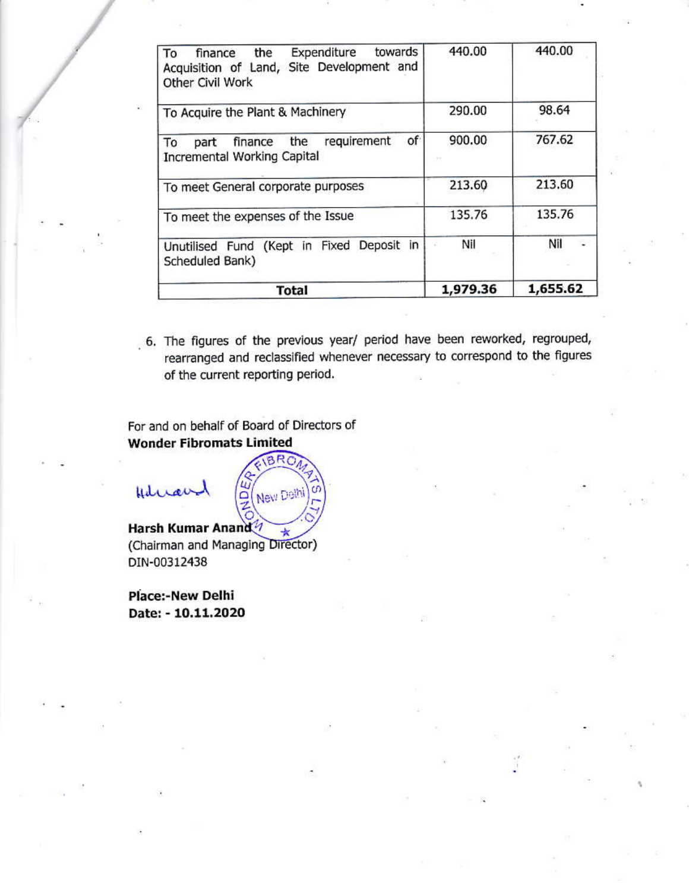| To finance the Expenditure towards Acquisition of Land, Site Development and Other Civil Work | 440.00 | 440.00 |
|---|---|---|
| To Acquire the Plant & Machinery | 290.00 | 98.64 |
| To part finance the requirement of Incremental Working Capital | 900.00 | 767.62 |
| To meet General corporate purposes | 213.60 | 213.60 |
| To meet the expenses of the Issue | 135.76 | 135.76 |
| Unutilised Fund (Kept in Fixed Deposit in Scheduled Bank) | Nil | Nil |
| **Total** | **1,979.36** | **1,655.62** |

6. The figures of the previous year/ period have been reworked, regrouped, rearranged and reclassified whenever necessary to correspond to the figures of the current reporting period.

For and on behalf of Board of Directors of
**Wonder Fibromats Limited**

**Harsh Kumar Anand**
(Chairman and Managing Director)
DIN-00312438

**Place:-New Delhi**
**Date: - 10.11.2020**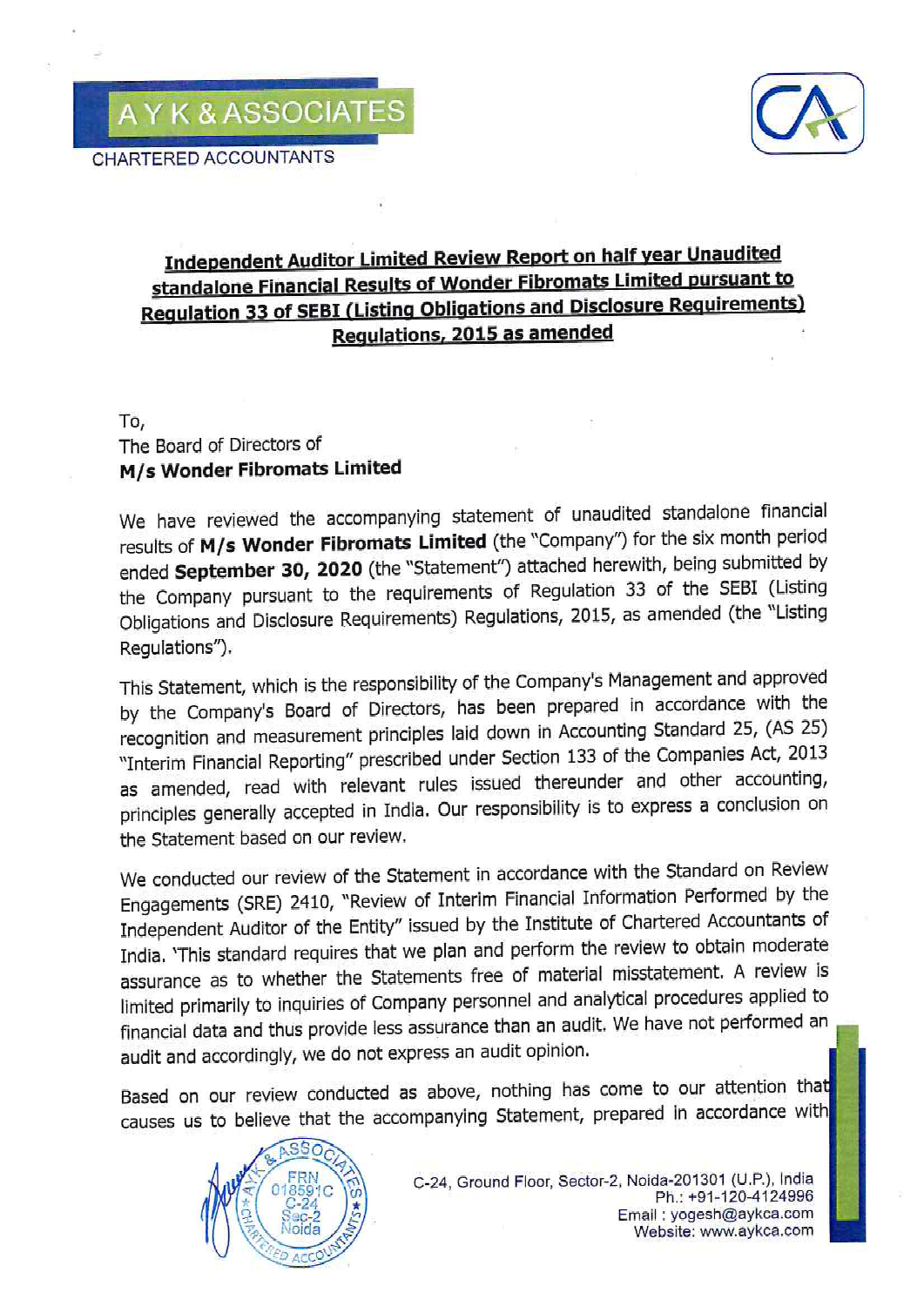**A Y K & ASSOCIATES**

CHARTERED ACCOUNTANTS

## Independent Auditor Limited Review Report on half year Unaudited standalone Financial Results of Wonder Fibromats Limited pursuant to Regulation 33 of SEBI (Listing Obligations and Disclosure Requirements) Regulations, 2015 as amended

To,
The Board of Directors of
**M/s Wonder Fibromats Limited**

We have reviewed the accompanying statement of unaudited standalone financial results of **M/s Wonder Fibromats Limited** (the "Company") for the six month period ended **September 30, 2020** (the "Statement") attached herewith, being submitted by the Company pursuant to the requirements of Regulation 33 of the SEBI (Listing Obligations and Disclosure Requirements) Regulations, 2015, as amended (the "Listing Regulations").

This Statement, which is the responsibility of the Company's Management and approved by the Company's Board of Directors, has been prepared in accordance with the recognition and measurement principles laid down in Accounting Standard 25, (AS 25) "Interim Financial Reporting" prescribed under Section 133 of the Companies Act, 2013 as amended, read with relevant rules issued thereunder and other accounting, principles generally accepted in India. Our responsibility is to express a conclusion on the Statement based on our review.

We conducted our review of the Statement in accordance with the Standard on Review Engagements (SRE) 2410, "Review of Interim Financial Information Performed by the Independent Auditor of the Entity" issued by the Institute of Chartered Accountants of India. 'This standard requires that we plan and perform the review to obtain moderate assurance as to whether the Statements free of material misstatement. A review is limited primarily to inquiries of Company personnel and analytical procedures applied to financial data and thus provide less assurance than an audit. We have not performed an audit and accordingly, we do not express an audit opinion.

Based on our review conducted as above, nothing has come to our attention that causes us to believe that the accompanying Statement, prepared in accordance with

C-24, Ground Floor, Sector-2, Noida-201301 (U.P.), India
Ph.: +91-120-4124996
Email : yogesh@aykca.com
Website: www.aykca.com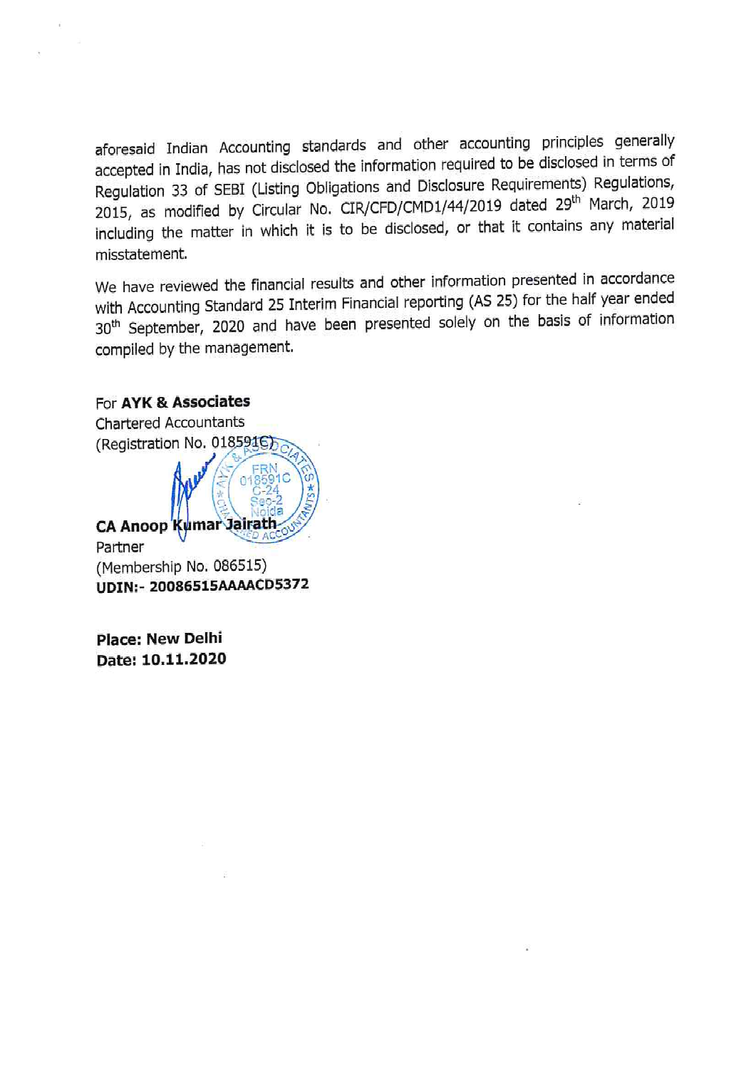aforesaid Indian Accounting standards and other accounting principles generally accepted in India, has not disclosed the information required to be disclosed in terms of Regulation 33 of SEBI (Listing Obligations and Disclosure Requirements) Regulations, 2015, as modified by Circular No. CIR/CFD/CMD1/44/2019 dated 29th March, 2019 including the matter in which it is to be disclosed, or that it contains any material misstatement.

We have reviewed the financial results and other information presented in accordance with Accounting Standard 25 Interim Financial reporting (AS 25) for the half year ended 30th September, 2020 and have been presented solely on the basis of information compiled by the management.

For **AYK & Associates**
Chartered Accountants
(Registration No. 018591C)

**CA Anoop Kumar Jairath**
Partner
(Membership No. 086515)
**UDIN:- 20086515AAAACD5372**

**Place: New Delhi**
**Date: 10.11.2020**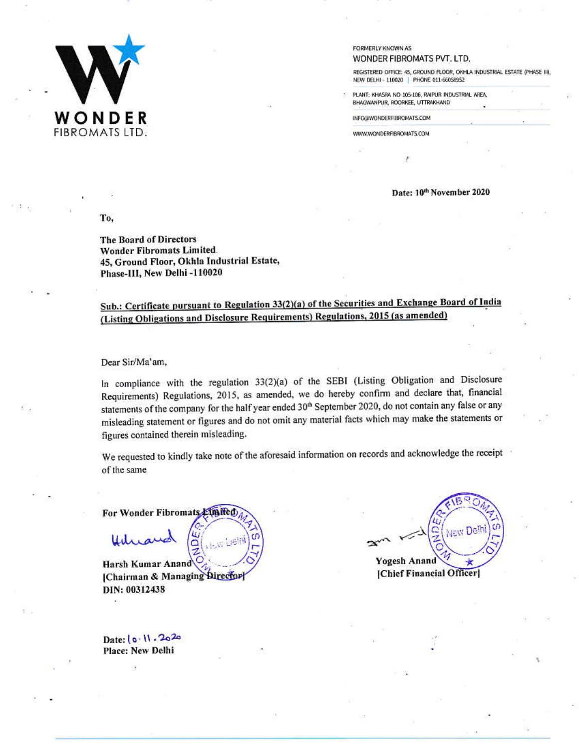**WONDER**
FIBROMATS LTD.

FORMERLY KNOWN AS
WONDER FIBROMATS PVT. LTD.

REGISTERED OFFICE: 45, GROUND FLOOR, OKHLA INDUSTRIAL ESTATE (PHASE III), NEW DELHI - 110020 | PHONE 011-66058952

PLANT: KHASRA NO 105-106, RAIPUR INDUSTRIAL AREA, BHAGWANPUR, ROORKEE, UTTRAKHAND

INFO@WONDERFIBROMATS.COM

WWW.WONDERFIBROMATS.COM

**Date: 10th November 2020**

**To,**

**The Board of Directors**
**Wonder Fibromats Limited**
**45, Ground Floor, Okhla Industrial Estate,**
**Phase-III, New Delhi -110020**

**Sub.: Certificate pursuant to Regulation 33(2)(a) of the Securities and Exchange Board of India (Listing Obligations and Disclosure Requirements) Regulations, 2015 (as amended)**

Dear Sir/Ma'am,

In compliance with the regulation 33(2)(a) of the SEBI (Listing Obligation and Disclosure Requirements) Regulations, 2015, as amended, we do hereby confirm and declare that, financial statements of the company for the half year ended 30th September 2020, do not contain any false or any misleading statement or figures and do not omit any material facts which may make the statements or figures contained therein misleading.

We requested to kindly take note of the aforesaid information on records and acknowledge the receipt of the same

**For Wonder Fibromats Limited**

**Harsh Kumar Anand**
**[Chairman & Managing Director]**
**DIN: 00312438**

**Yogesh Anand**
**[Chief Financial Officer]**

**Date:** 10.11.2020
**Place: New Delhi**